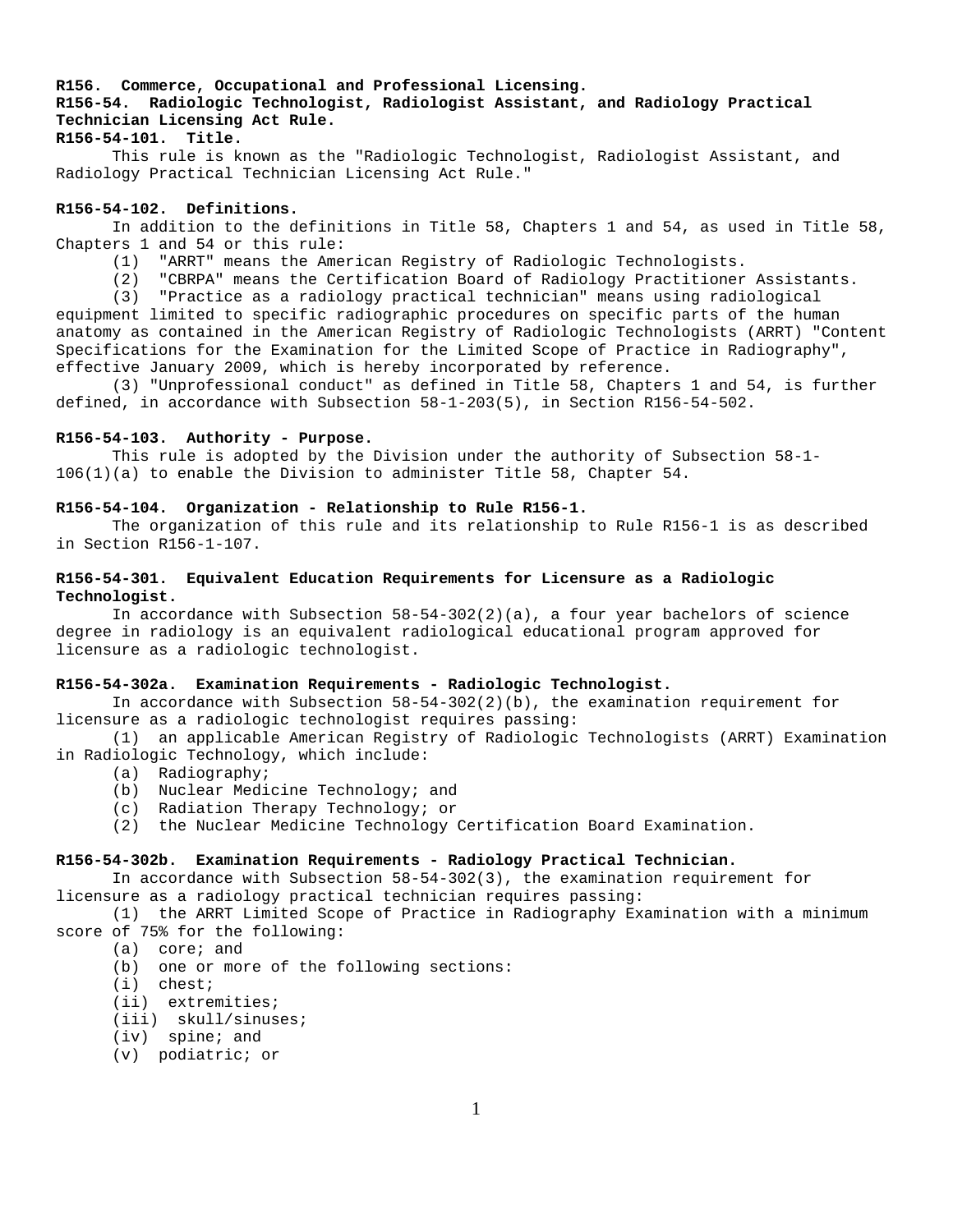**R156. Commerce, Occupational and Professional Licensing.**
**R156-54. Radiologic Technologist, Radiologist Assistant, and Radiology Practical Technician Licensing Act Rule.**
**R156-54-101. Title.**

This rule is known as the "Radiologic Technologist, Radiologist Assistant, and Radiology Practical Technician Licensing Act Rule."

**R156-54-102. Definitions.**

In addition to the definitions in Title 58, Chapters 1 and 54, as used in Title 58, Chapters 1 and 54 or this rule:

(1) "ARRT" means the American Registry of Radiologic Technologists.

(2) "CBRPA" means the Certification Board of Radiology Practitioner Assistants.

(3) "Practice as a radiology practical technician" means using radiological equipment limited to specific radiographic procedures on specific parts of the human anatomy as contained in the American Registry of Radiologic Technologists (ARRT) "Content Specifications for the Examination for the Limited Scope of Practice in Radiography", effective January 2009, which is hereby incorporated by reference.

(3) "Unprofessional conduct" as defined in Title 58, Chapters 1 and 54, is further defined, in accordance with Subsection 58-1-203(5), in Section R156-54-502.

**R156-54-103. Authority - Purpose.**

This rule is adopted by the Division under the authority of Subsection 58-1-106(1)(a) to enable the Division to administer Title 58, Chapter 54.

**R156-54-104. Organization - Relationship to Rule R156-1.**

The organization of this rule and its relationship to Rule R156-1 is as described in Section R156-1-107.

**R156-54-301. Equivalent Education Requirements for Licensure as a Radiologic Technologist.**

In accordance with Subsection 58-54-302(2)(a), a four year bachelors of science degree in radiology is an equivalent radiological educational program approved for licensure as a radiologic technologist.

**R156-54-302a. Examination Requirements - Radiologic Technologist.**

In accordance with Subsection 58-54-302(2)(b), the examination requirement for licensure as a radiologic technologist requires passing:

(1) an applicable American Registry of Radiologic Technologists (ARRT) Examination in Radiologic Technology, which include:

(a) Radiography;

(b) Nuclear Medicine Technology; and

(c) Radiation Therapy Technology; or

(2) the Nuclear Medicine Technology Certification Board Examination.

**R156-54-302b. Examination Requirements - Radiology Practical Technician.**

In accordance with Subsection 58-54-302(3), the examination requirement for licensure as a radiology practical technician requires passing:

(1) the ARRT Limited Scope of Practice in Radiography Examination with a minimum score of 75% for the following:

(a) core; and

(b) one or more of the following sections:

(i) chest;

(ii) extremities;

(iii) skull/sinuses;

(iv) spine; and

(v) podiatric; or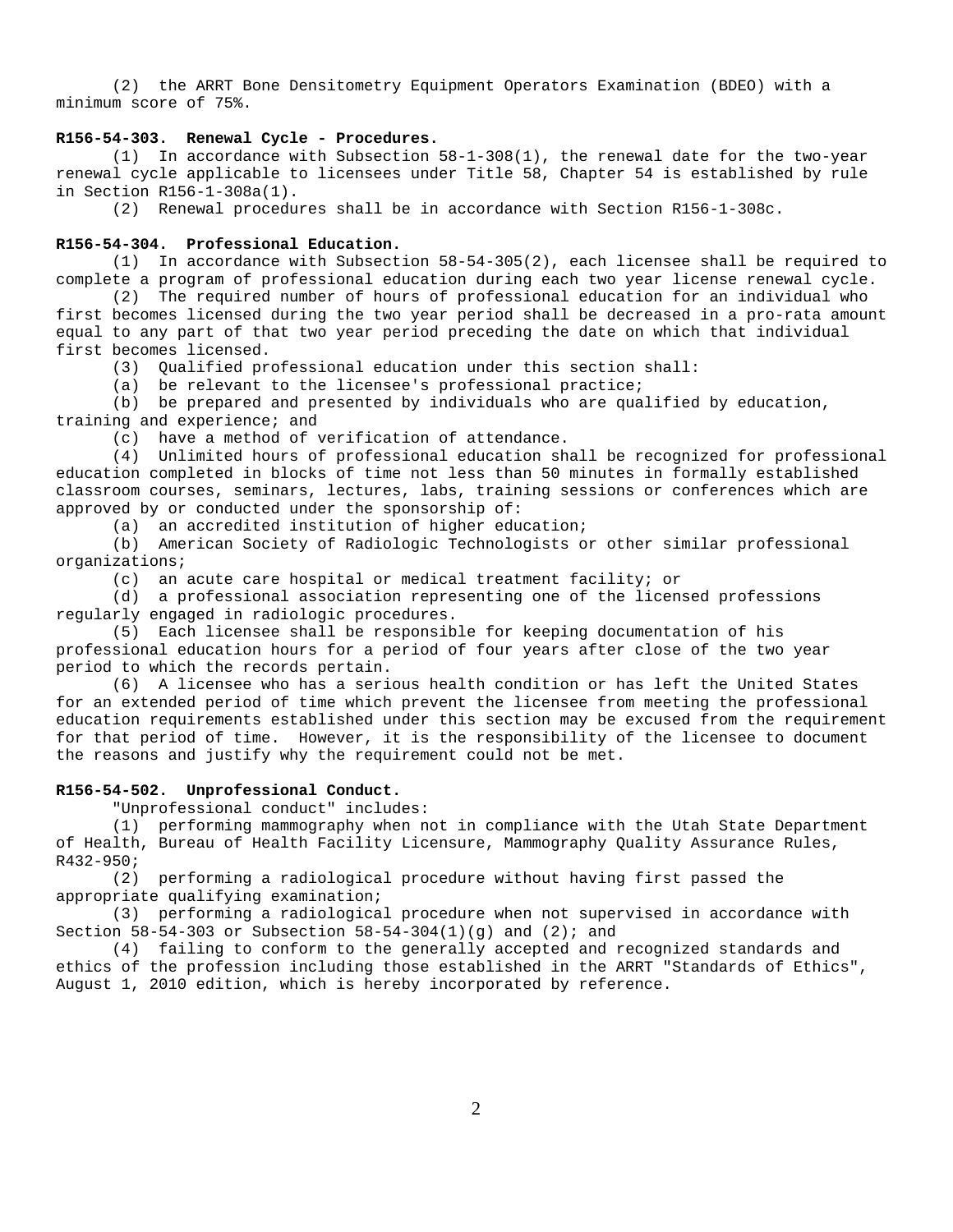(2) the ARRT Bone Densitometry Equipment Operators Examination (BDEO) with a minimum score of 75%.

**R156-54-303. Renewal Cycle - Procedures.**

(1) In accordance with Subsection 58-1-308(1), the renewal date for the two-year renewal cycle applicable to licensees under Title 58, Chapter 54 is established by rule in Section R156-1-308a(1).

(2) Renewal procedures shall be in accordance with Section R156-1-308c.

**R156-54-304. Professional Education.**

(1) In accordance with Subsection 58-54-305(2), each licensee shall be required to complete a program of professional education during each two year license renewal cycle.

(2) The required number of hours of professional education for an individual who first becomes licensed during the two year period shall be decreased in a pro-rata amount equal to any part of that two year period preceding the date on which that individual first becomes licensed.

(3) Qualified professional education under this section shall:

(a) be relevant to the licensee's professional practice;

(b) be prepared and presented by individuals who are qualified by education, training and experience; and

(c) have a method of verification of attendance.

(4) Unlimited hours of professional education shall be recognized for professional education completed in blocks of time not less than 50 minutes in formally established classroom courses, seminars, lectures, labs, training sessions or conferences which are approved by or conducted under the sponsorship of:

(a) an accredited institution of higher education;

(b) American Society of Radiologic Technologists or other similar professional organizations;

(c) an acute care hospital or medical treatment facility; or

(d) a professional association representing one of the licensed professions regularly engaged in radiologic procedures.

(5) Each licensee shall be responsible for keeping documentation of his professional education hours for a period of four years after close of the two year period to which the records pertain.

(6) A licensee who has a serious health condition or has left the United States for an extended period of time which prevent the licensee from meeting the professional education requirements established under this section may be excused from the requirement for that period of time. However, it is the responsibility of the licensee to document the reasons and justify why the requirement could not be met.

**R156-54-502. Unprofessional Conduct.**

"Unprofessional conduct" includes:

(1) performing mammography when not in compliance with the Utah State Department of Health, Bureau of Health Facility Licensure, Mammography Quality Assurance Rules, R432-950;

(2) performing a radiological procedure without having first passed the appropriate qualifying examination;

(3) performing a radiological procedure when not supervised in accordance with Section 58-54-303 or Subsection 58-54-304(1)(g) and (2); and

(4) failing to conform to the generally accepted and recognized standards and ethics of the profession including those established in the ARRT "Standards of Ethics", August 1, 2010 edition, which is hereby incorporated by reference.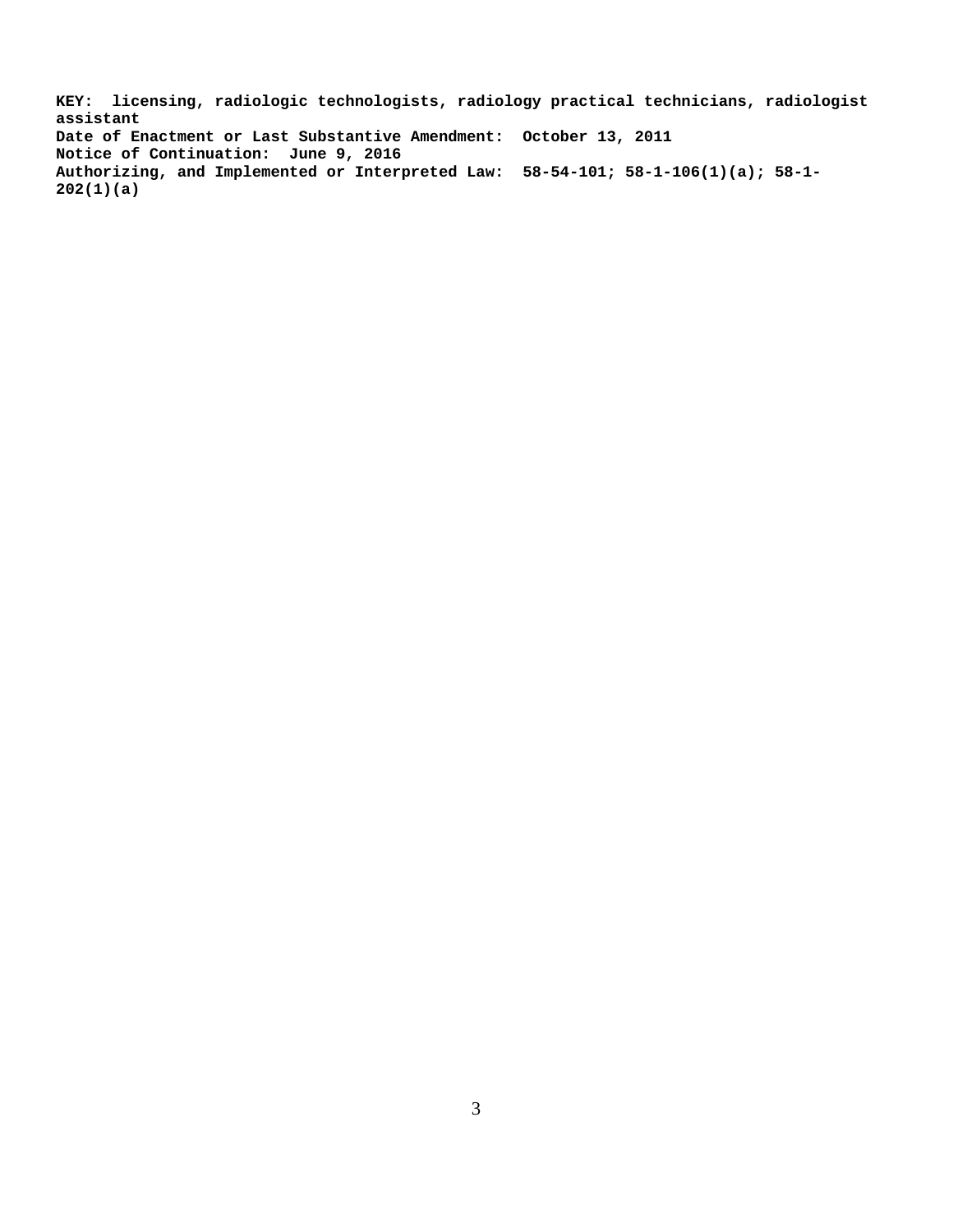**KEY: licensing, radiologic technologists, radiology practical technicians, radiologist assistant**
**Date of Enactment or Last Substantive Amendment: October 13, 2011**
**Notice of Continuation: June 9, 2016**
**Authorizing, and Implemented or Interpreted Law: 58-54-101; 58-1-106(1)(a); 58-1-202(1)(a)**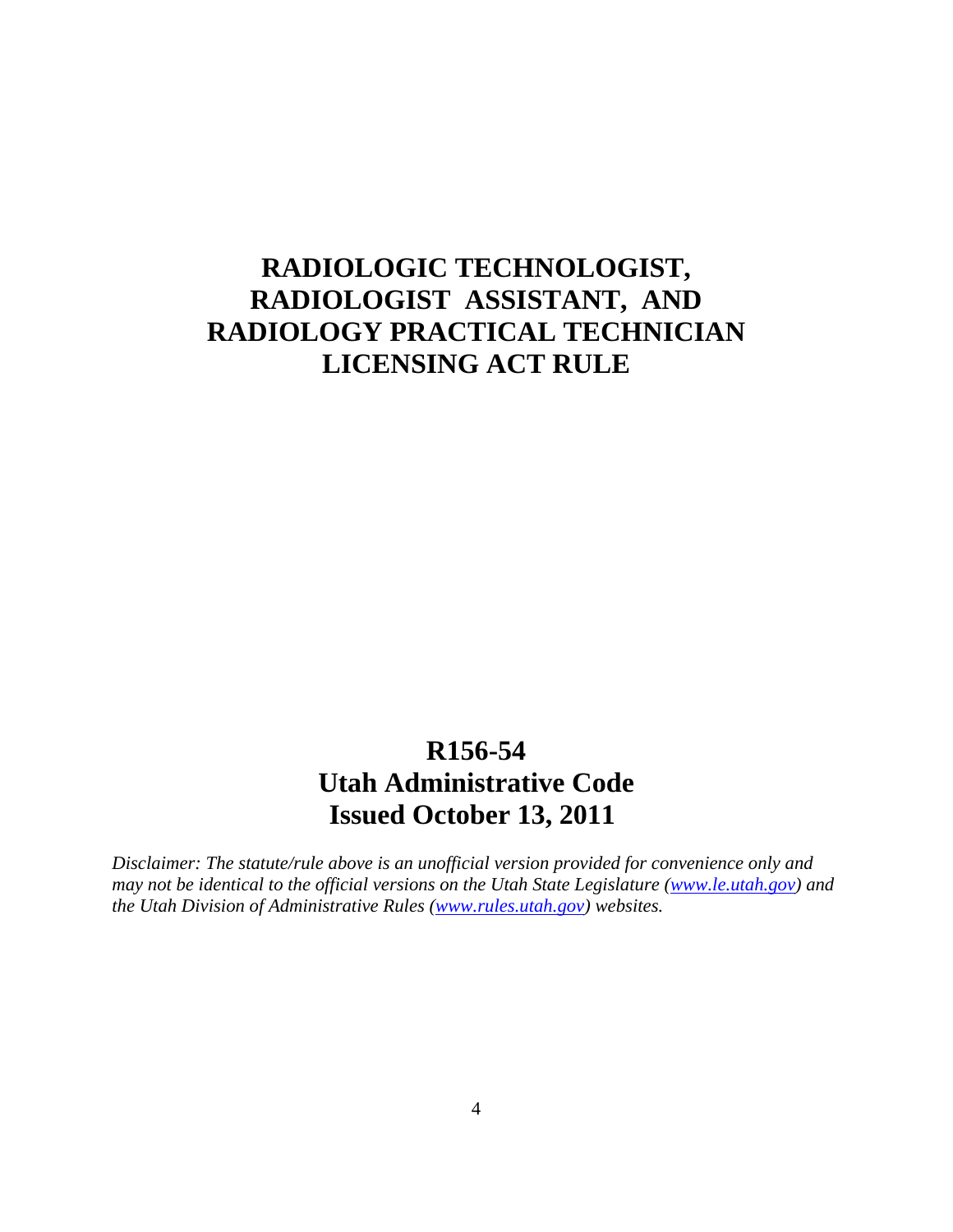# RADIOLOGIC TECHNOLOGIST, RADIOLOGIST ASSISTANT, AND RADIOLOGY PRACTICAL TECHNICIAN LICENSING ACT RULE

## R156-54
## Utah Administrative Code
## Issued October 13, 2011

*Disclaimer: The statute/rule above is an unofficial version provided for convenience only and may not be identical to the official versions on the Utah State Legislature ([www.le.utah.gov](http://www.le.utah.gov)) and the Utah Division of Administrative Rules ([www.rules.utah.gov](http://www.rules.utah.gov)) websites.*